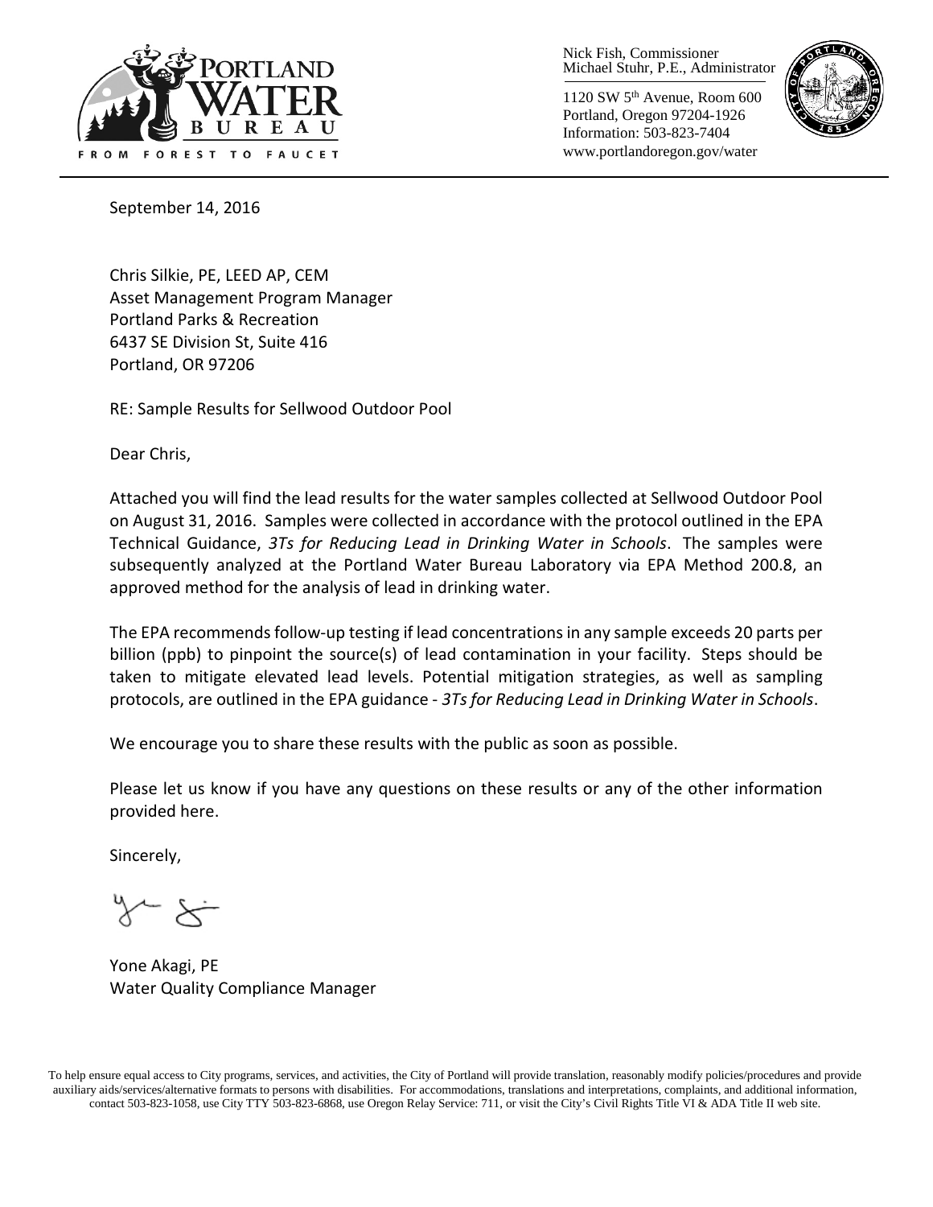Nick Fish, Commissioner
Michael Stuhr, P.E., Administrator

1120 SW 5th Avenue, Room 600
Portland, Oregon 97204-1926
Information: 503-823-7404
www.portlandoregon.gov/water

September 14, 2016

Chris Silkie, PE, LEED AP, CEM
Asset Management Program Manager
Portland Parks & Recreation
6437 SE Division St, Suite 416
Portland, OR 97206

RE: Sample Results for Sellwood Outdoor Pool

Dear Chris,

Attached you will find the lead results for the water samples collected at Sellwood Outdoor Pool on August 31, 2016. Samples were collected in accordance with the protocol outlined in the EPA Technical Guidance, *3Ts for Reducing Lead in Drinking Water in Schools*. The samples were subsequently analyzed at the Portland Water Bureau Laboratory via EPA Method 200.8, an approved method for the analysis of lead in drinking water.

The EPA recommends follow-up testing if lead concentrations in any sample exceeds 20 parts per billion (ppb) to pinpoint the source(s) of lead contamination in your facility. Steps should be taken to mitigate elevated lead levels. Potential mitigation strategies, as well as sampling protocols, are outlined in the EPA guidance - *3Ts for Reducing Lead in Drinking Water in Schools*.

We encourage you to share these results with the public as soon as possible.

Please let us know if you have any questions on these results or any of the other information provided here.

Sincerely,

Yone Akagi, PE
Water Quality Compliance Manager

To help ensure equal access to City programs, services, and activities, the City of Portland will provide translation, reasonably modify policies/procedures and provide auxiliary aids/services/alternative formats to persons with disabilities. For accommodations, translations and interpretations, complaints, and additional information, contact 503-823-1058, use City TTY 503-823-6868, use Oregon Relay Service: 711, or visit the City's Civil Rights Title VI & ADA Title II web site.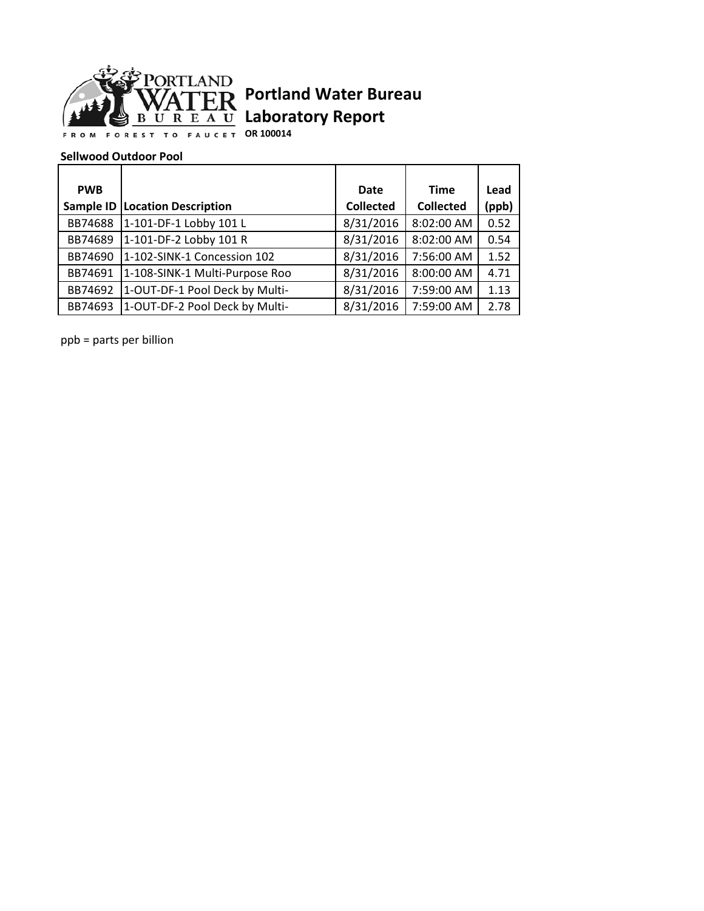# Portland Water Bureau Laboratory Report

PORTLAND WATER BUREAU

FROM FOREST TO FAUCET

**OR 100014**

**Sellwood Outdoor Pool**

| PWB Sample ID | Location Description | Date Collected | Time Collected | Lead (ppb) |
|---|---|---|---|---|
| BB74688 | 1-101-DF-1 Lobby 101 L | 8/31/2016 | 8:02:00 AM | 0.52 |
| BB74689 | 1-101-DF-2 Lobby 101 R | 8/31/2016 | 8:02:00 AM | 0.54 |
| BB74690 | 1-102-SINK-1 Concession 102 | 8/31/2016 | 7:56:00 AM | 1.52 |
| BB74691 | 1-108-SINK-1 Multi-Purpose Roo | 8/31/2016 | 8:00:00 AM | 4.71 |
| BB74692 | 1-OUT-DF-1 Pool Deck by Multi- | 8/31/2016 | 7:59:00 AM | 1.13 |
| BB74693 | 1-OUT-DF-2 Pool Deck by Multi- | 8/31/2016 | 7:59:00 AM | 2.78 |

ppb = parts per billion